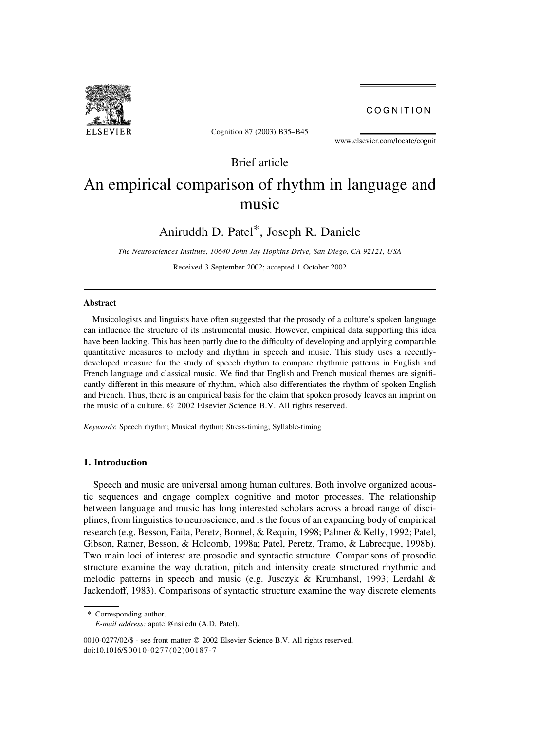Brief article

# An empirical comparison of rhythm in language and music

Aniruddh D. Patel*, Joseph R. Daniele

*The Neurosciences Institute, 10640 John Jay Hopkins Drive, San Diego, CA 92121, USA*

Received 3 September 2002; accepted 1 October 2002

### Abstract

Musicologists and linguists have often suggested that the prosody of a culture's spoken language can influence the structure of its instrumental music. However, empirical data supporting this idea have been lacking. This has been partly due to the difficulty of developing and applying comparable quantitative measures to melody and rhythm in speech and music. This study uses a recently-developed measure for the study of speech rhythm to compare rhythmic patterns in English and French language and classical music. We find that English and French musical themes are significantly different in this measure of rhythm, which also differentiates the rhythm of spoken English and French. Thus, there is an empirical basis for the claim that spoken prosody leaves an imprint on the music of a culture. © 2002 Elsevier Science B.V. All rights reserved.

*Keywords*: Speech rhythm; Musical rhythm; Stress-timing; Syllable-timing

## 1. Introduction

Speech and music are universal among human cultures. Both involve organized acoustic sequences and engage complex cognitive and motor processes. The relationship between language and music has long interested scholars across a broad range of disciplines, from linguistics to neuroscience, and is the focus of an expanding body of empirical research (e.g. Besson, Faïta, Peretz, Bonnel, & Requin, 1998; Palmer & Kelly, 1992; Patel, Gibson, Ratner, Besson, & Holcomb, 1998a; Patel, Peretz, Tramo, & Labrecque, 1998b). Two main loci of interest are prosodic and syntactic structure. Comparisons of prosodic structure examine the way duration, pitch and intensity create structured rhythmic and melodic patterns in speech and music (e.g. Jusczyk & Krumhansl, 1993; Lerdahl & Jackendoff, 1983). Comparisons of syntactic structure examine the way discrete elements

* Corresponding author.
*E-mail address:* apatel@nsi.edu (A.D. Patel).

0010-0277/02/$ - see front matter © 2002 Elsevier Science B.V. All rights reserved.
doi:10.1016/S0010-0277(02)00187-7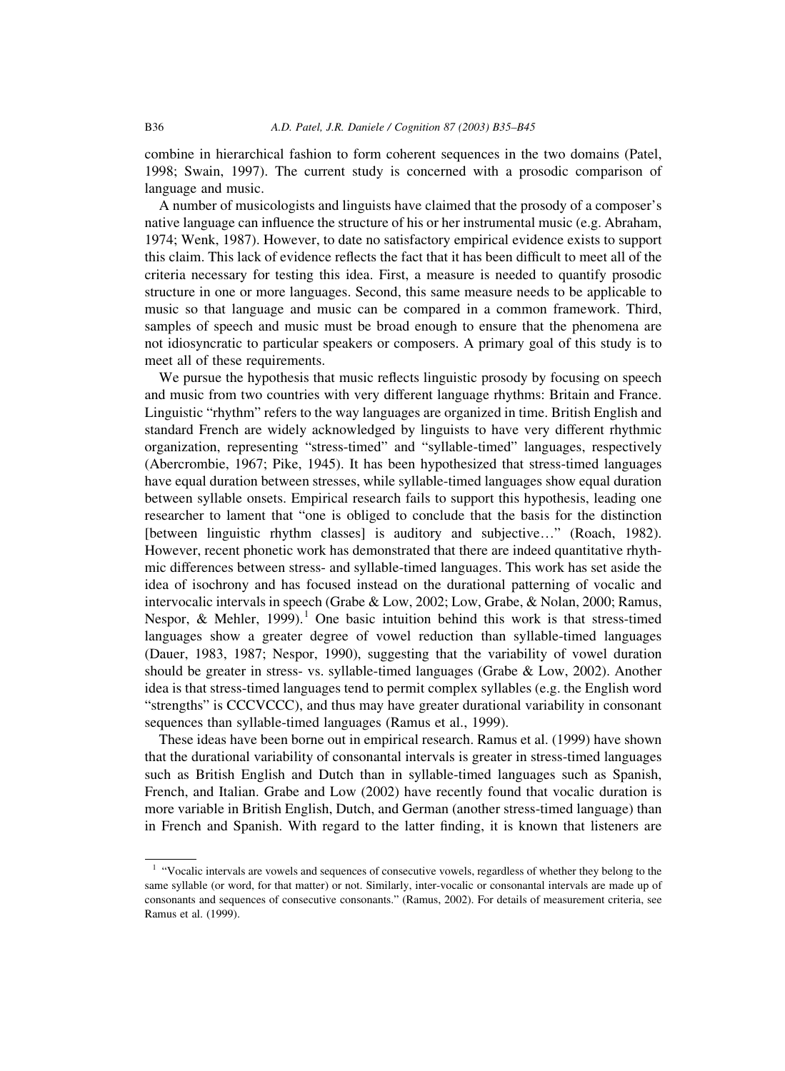combine in hierarchical fashion to form coherent sequences in the two domains (Patel, 1998; Swain, 1997). The current study is concerned with a prosodic comparison of language and music.

A number of musicologists and linguists have claimed that the prosody of a composer's native language can influence the structure of his or her instrumental music (e.g. Abraham, 1974; Wenk, 1987). However, to date no satisfactory empirical evidence exists to support this claim. This lack of evidence reflects the fact that it has been difficult to meet all of the criteria necessary for testing this idea. First, a measure is needed to quantify prosodic structure in one or more languages. Second, this same measure needs to be applicable to music so that language and music can be compared in a common framework. Third, samples of speech and music must be broad enough to ensure that the phenomena are not idiosyncratic to particular speakers or composers. A primary goal of this study is to meet all of these requirements.

We pursue the hypothesis that music reflects linguistic prosody by focusing on speech and music from two countries with very different language rhythms: Britain and France. Linguistic "rhythm" refers to the way languages are organized in time. British English and standard French are widely acknowledged by linguists to have very different rhythmic organization, representing "stress-timed" and "syllable-timed" languages, respectively (Abercrombie, 1967; Pike, 1945). It has been hypothesized that stress-timed languages have equal duration between stresses, while syllable-timed languages show equal duration between syllable onsets. Empirical research fails to support this hypothesis, leading one researcher to lament that "one is obliged to conclude that the basis for the distinction [between linguistic rhythm classes] is auditory and subjective…" (Roach, 1982). However, recent phonetic work has demonstrated that there are indeed quantitative rhythmic differences between stress- and syllable-timed languages. This work has set aside the idea of isochrony and has focused instead on the durational patterning of vocalic and intervocalic intervals in speech (Grabe & Low, 2002; Low, Grabe, & Nolan, 2000; Ramus, Nespor, & Mehler, 1999).[1] One basic intuition behind this work is that stress-timed languages show a greater degree of vowel reduction than syllable-timed languages (Dauer, 1983, 1987; Nespor, 1990), suggesting that the variability of vowel duration should be greater in stress- vs. syllable-timed languages (Grabe & Low, 2002). Another idea is that stress-timed languages tend to permit complex syllables (e.g. the English word "strengths" is CCCVCCC), and thus may have greater durational variability in consonant sequences than syllable-timed languages (Ramus et al., 1999).

These ideas have been borne out in empirical research. Ramus et al. (1999) have shown that the durational variability of consonantal intervals is greater in stress-timed languages such as British English and Dutch than in syllable-timed languages such as Spanish, French, and Italian. Grabe and Low (2002) have recently found that vocalic duration is more variable in British English, Dutch, and German (another stress-timed language) than in French and Spanish. With regard to the latter finding, it is known that listeners are

[1] "Vocalic intervals are vowels and sequences of consecutive vowels, regardless of whether they belong to the same syllable (or word, for that matter) or not. Similarly, inter-vocalic or consonantal intervals are made up of consonants and sequences of consecutive consonants." (Ramus, 2002). For details of measurement criteria, see Ramus et al. (1999).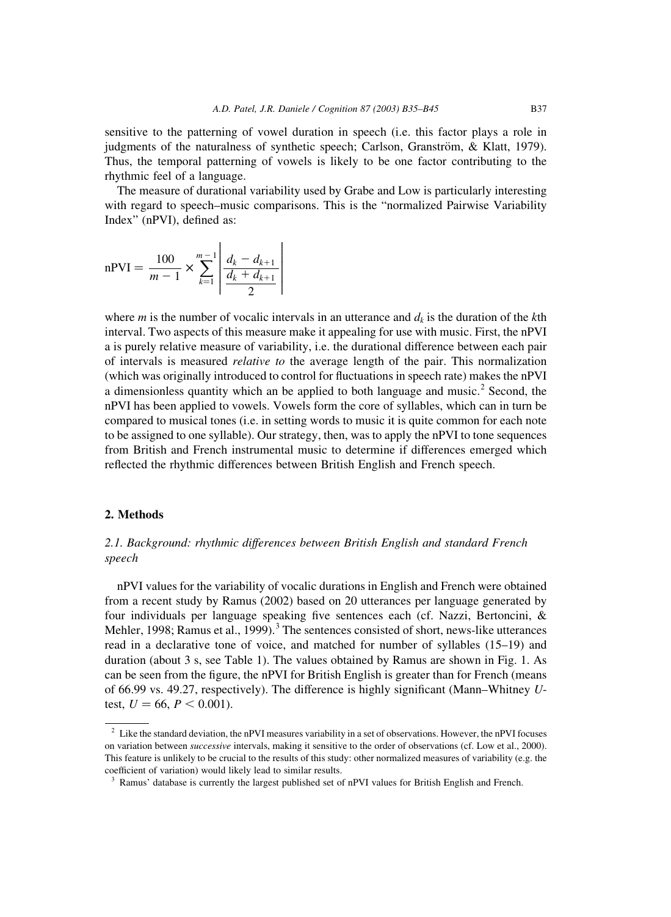sensitive to the patterning of vowel duration in speech (i.e. this factor plays a role in judgments of the naturalness of synthetic speech; Carlson, Granström, & Klatt, 1979). Thus, the temporal patterning of vowels is likely to be one factor contributing to the rhythmic feel of a language.

The measure of durational variability used by Grabe and Low is particularly interesting with regard to speech–music comparisons. This is the "normalized Pairwise Variability Index" (nPVI), defined as:

$$\text{nPVI} = \frac{100}{m-1} \times \sum_{k=1}^{m-1} \left| \frac{d_k - d_{k+1}}{\frac{d_k + d_{k+1}}{2}} \right|$$

where $m$ is the number of vocalic intervals in an utterance and $d_k$ is the duration of the $k$th interval. Two aspects of this measure make it appealing for use with music. First, the nPVI a is purely relative measure of variability, i.e. the durational difference between each pair of intervals is measured *relative to* the average length of the pair. This normalization (which was originally introduced to control for fluctuations in speech rate) makes the nPVI a dimensionless quantity which an be applied to both language and music.[2] Second, the nPVI has been applied to vowels. Vowels form the core of syllables, which can in turn be compared to musical tones (i.e. in setting words to music it is quite common for each note to be assigned to one syllable). Our strategy, then, was to apply the nPVI to tone sequences from British and French instrumental music to determine if differences emerged which reflected the rhythmic differences between British English and French speech.

## 2. Methods

### *2.1. Background: rhythmic differences between British English and standard French speech*

nPVI values for the variability of vocalic durations in English and French were obtained from a recent study by Ramus (2002) based on 20 utterances per language generated by four individuals per language speaking five sentences each (cf. Nazzi, Bertoncini, & Mehler, 1998; Ramus et al., 1999).[3] The sentences consisted of short, news-like utterances read in a declarative tone of voice, and matched for number of syllables (15–19) and duration (about 3 s, see Table 1). The values obtained by Ramus are shown in Fig. 1. As can be seen from the figure, the nPVI for British English is greater than for French (means of 66.99 vs. 49.27, respectively). The difference is highly significant (Mann–Whitney $U$-test, $U = 66$, $P < 0.001$).

---

[2] Like the standard deviation, the nPVI measures variability in a set of observations. However, the nPVI focuses on variation between *successive* intervals, making it sensitive to the order of observations (cf. Low et al., 2000). This feature is unlikely to be crucial to the results of this study: other normalized measures of variability (e.g. the coefficient of variation) would likely lead to similar results.

[3] Ramus' database is currently the largest published set of nPVI values for British English and French.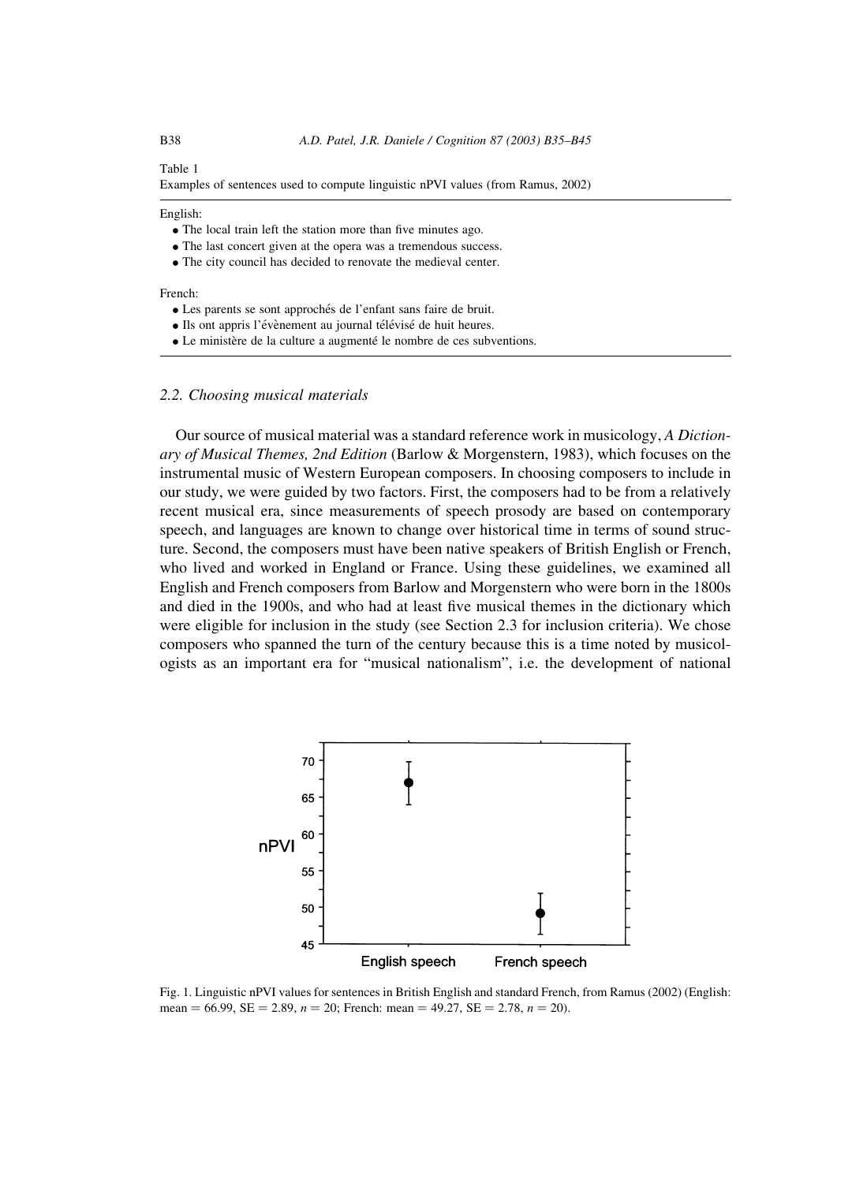Table 1

Examples of sentences used to compute linguistic nPVI values (from Ramus, 2002)

English:

- The local train left the station more than five minutes ago.
- The last concert given at the opera was a tremendous success.
- The city council has decided to renovate the medieval center.

French:

- Les parents se sont approchés de l'enfant sans faire de bruit.
- Ils ont appris l'évènement au journal télévisé de huit heures.
- Le ministère de la culture a augmenté le nombre de ces subventions.

### 2.2. Choosing musical materials

Our source of musical material was a standard reference work in musicology, *A Dictionary of Musical Themes, 2nd Edition* (Barlow & Morgenstern, 1983), which focuses on the instrumental music of Western European composers. In choosing composers to include in our study, we were guided by two factors. First, the composers had to be from a relatively recent musical era, since measurements of speech prosody are based on contemporary speech, and languages are known to change over historical time in terms of sound structure. Second, the composers must have been native speakers of British English or French, who lived and worked in England or France. Using these guidelines, we examined all English and French composers from Barlow and Morgenstern who were born in the 1800s and died in the 1900s, and who had at least five musical themes in the dictionary which were eligible for inclusion in the study (see Section 2.3 for inclusion criteria). We chose composers who spanned the turn of the century because this is a time noted by musicologists as an important era for "musical nationalism", i.e. the development of national

Fig. 1. Linguistic nPVI values for sentences in British English and standard French, from Ramus (2002) (English: mean = 66.99, SE = 2.89, $n = 20$; French: mean = 49.27, SE = 2.78, $n = 20$).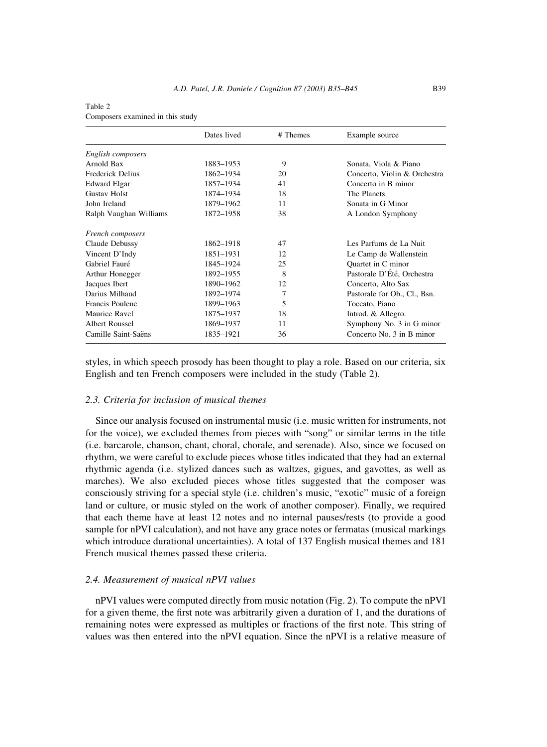Table 2
Composers examined in this study

| | Dates lived | # Themes | Example source |
|---|---|---|---|
| *English composers* | | | |
| Arnold Bax | 1883–1953 | 9 | Sonata, Viola & Piano |
| Frederick Delius | 1862–1934 | 20 | Concerto, Violin & Orchestra |
| Edward Elgar | 1857–1934 | 41 | Concerto in B minor |
| Gustav Holst | 1874–1934 | 18 | The Planets |
| John Ireland | 1879–1962 | 11 | Sonata in G Minor |
| Ralph Vaughan Williams | 1872–1958 | 38 | A London Symphony |
| *French composers* | | | |
| Claude Debussy | 1862–1918 | 47 | Les Parfums de La Nuit |
| Vincent D'Indy | 1851–1931 | 12 | Le Camp de Wallenstein |
| Gabriel Fauré | 1845–1924 | 25 | Quartet in C minor |
| Arthur Honegger | 1892–1955 | 8 | Pastorale D'Été, Orchestra |
| Jacques Ibert | 1890–1962 | 12 | Concerto, Alto Sax |
| Darius Milhaud | 1892–1974 | 7 | Pastorale for Ob., Cl., Bsn. |
| Francis Poulenc | 1899–1963 | 5 | Toccato, Piano |
| Maurice Ravel | 1875–1937 | 18 | Introd. & Allegro. |
| Albert Roussel | 1869–1937 | 11 | Symphony No. 3 in G minor |
| Camille Saint-Saëns | 1835–1921 | 36 | Concerto No. 3 in B minor |

styles, in which speech prosody has been thought to play a role. Based on our criteria, six English and ten French composers were included in the study (Table 2).

### 2.3. Criteria for inclusion of musical themes

Since our analysis focused on instrumental music (i.e. music written for instruments, not for the voice), we excluded themes from pieces with "song" or similar terms in the title (i.e. barcarole, chanson, chant, choral, chorale, and serenade). Also, since we focused on rhythm, we were careful to exclude pieces whose titles indicated that they had an external rhythmic agenda (i.e. stylized dances such as waltzes, gigues, and gavottes, as well as marches). We also excluded pieces whose titles suggested that the composer was consciously striving for a special style (i.e. children's music, "exotic" music of a foreign land or culture, or music styled on the work of another composer). Finally, we required that each theme have at least 12 notes and no internal pauses/rests (to provide a good sample for nPVI calculation), and not have any grace notes or fermatas (musical markings which introduce durational uncertainties). A total of 137 English musical themes and 181 French musical themes passed these criteria.

### 2.4. Measurement of musical nPVI values

nPVI values were computed directly from music notation (Fig. 2). To compute the nPVI for a given theme, the first note was arbitrarily given a duration of 1, and the durations of remaining notes were expressed as multiples or fractions of the first note. This string of values was then entered into the nPVI equation. Since the nPVI is a relative measure of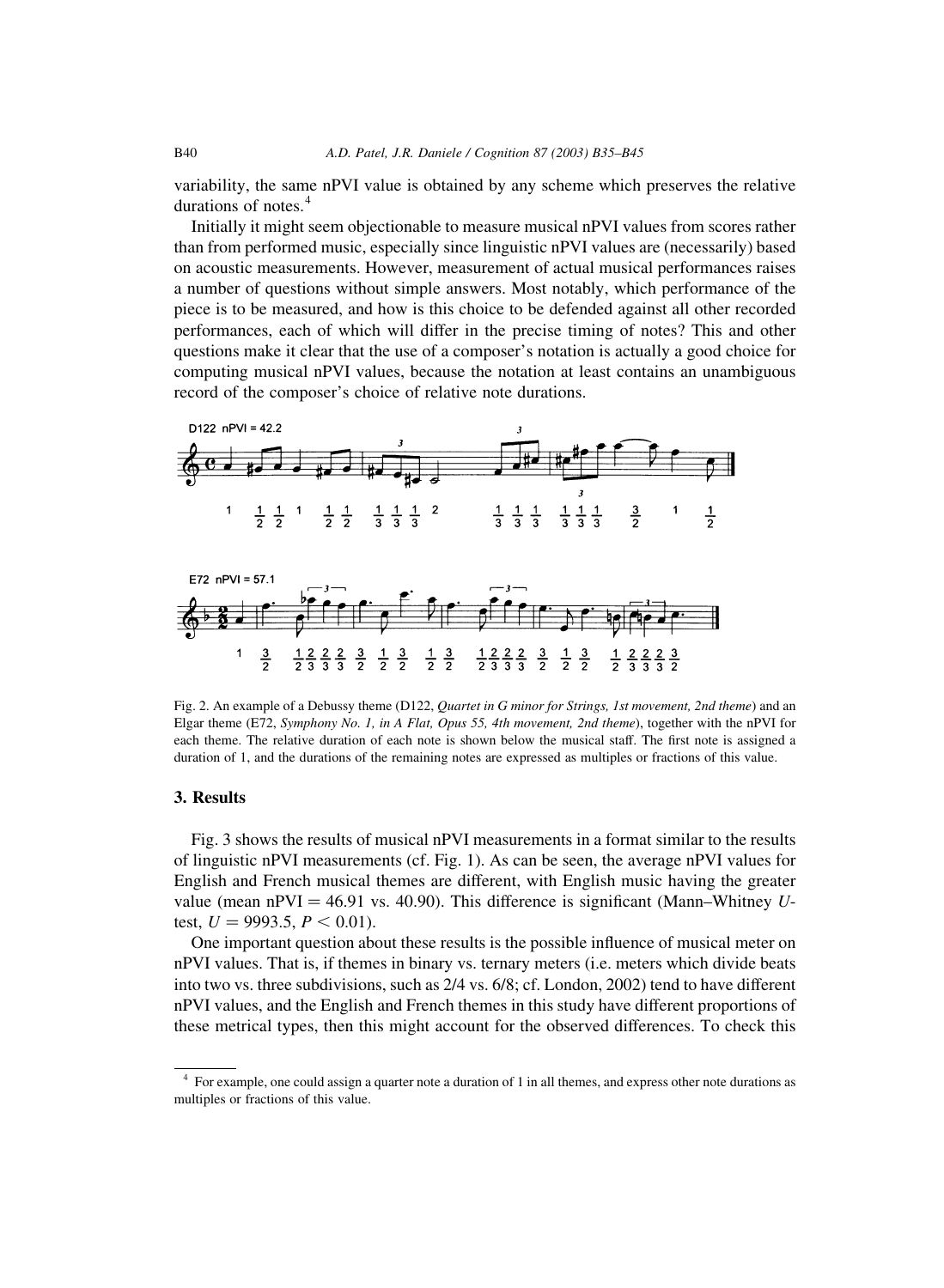variability, the same nPVI value is obtained by any scheme which preserves the relative durations of notes.[4]

Initially it might seem objectionable to measure musical nPVI values from scores rather than from performed music, especially since linguistic nPVI values are (necessarily) based on acoustic measurements. However, measurement of actual musical performances raises a number of questions without simple answers. Most notably, which performance of the piece is to be measured, and how is this choice to be defended against all other recorded performances, each of which will differ in the precise timing of notes? This and other questions make it clear that the use of a composer's notation is actually a good choice for computing musical nPVI values, because the notation at least contains an unambiguous record of the composer's choice of relative note durations.

Fig. 2. An example of a Debussy theme (D122, *Quartet in G minor for Strings, 1st movement, 2nd theme*) and an Elgar theme (E72, *Symphony No. 1, in A Flat, Opus 55, 4th movement, 2nd theme*), together with the nPVI for each theme. The relative duration of each note is shown below the musical staff. The first note is assigned a duration of 1, and the durations of the remaining notes are expressed as multiples or fractions of this value.

## 3. Results

Fig. 3 shows the results of musical nPVI measurements in a format similar to the results of linguistic nPVI measurements (cf. Fig. 1). As can be seen, the average nPVI values for English and French musical themes are different, with English music having the greater value (mean nPVI = 46.91 vs. 40.90). This difference is significant (Mann–Whitney *U*-test, $U = 9993.5$, $P < 0.01$).

One important question about these results is the possible influence of musical meter on nPVI values. That is, if themes in binary vs. ternary meters (i.e. meters which divide beats into two vs. three subdivisions, such as 2/4 vs. 6/8; cf. London, 2002) tend to have different nPVI values, and the English and French themes in this study have different proportions of these metrical types, then this might account for the observed differences. To check this

[4] For example, one could assign a quarter note a duration of 1 in all themes, and express other note durations as multiples or fractions of this value.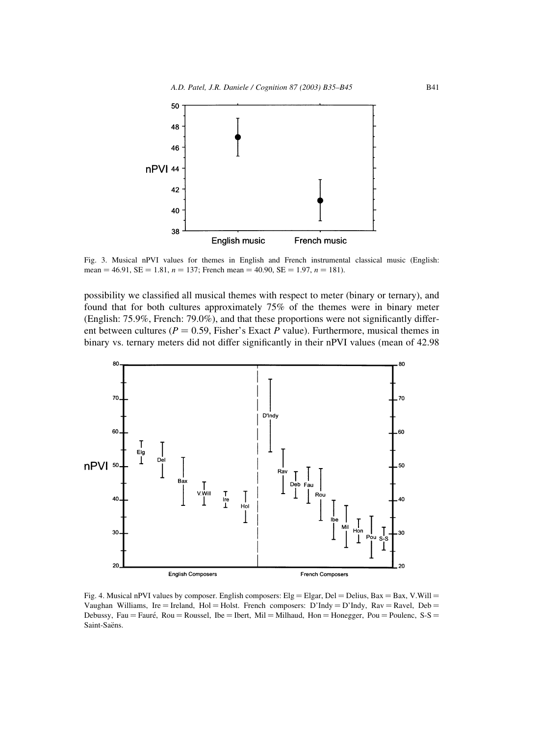Fig. 3. Musical nPVI values for themes in English and French instrumental classical music (English: mean = 46.91, SE = 1.81, $n = 137$; French mean = 40.90, SE = 1.97, $n = 181$).

possibility we classified all musical themes with respect to meter (binary or ternary), and found that for both cultures approximately 75% of the themes were in binary meter (English: 75.9%, French: 79.0%), and that these proportions were not significantly different between cultures ($P = 0.59$, Fisher's Exact $P$ value). Furthermore, musical themes in binary vs. ternary meters did not differ significantly in their nPVI values (mean of 42.98

Fig. 4. Musical nPVI values by composer. English composers: Elg = Elgar, Del = Delius, Bax = Bax, V.Will = Vaughan Williams, Ire = Ireland, Hol = Holst. French composers: D'Indy = D'Indy, Rav = Ravel, Deb = Debussy, Fau = Fauré, Rou = Roussel, Ibe = Ibert, Mil = Milhaud, Hon = Honegger, Pou = Poulenc, S-S = Saint-Saëns.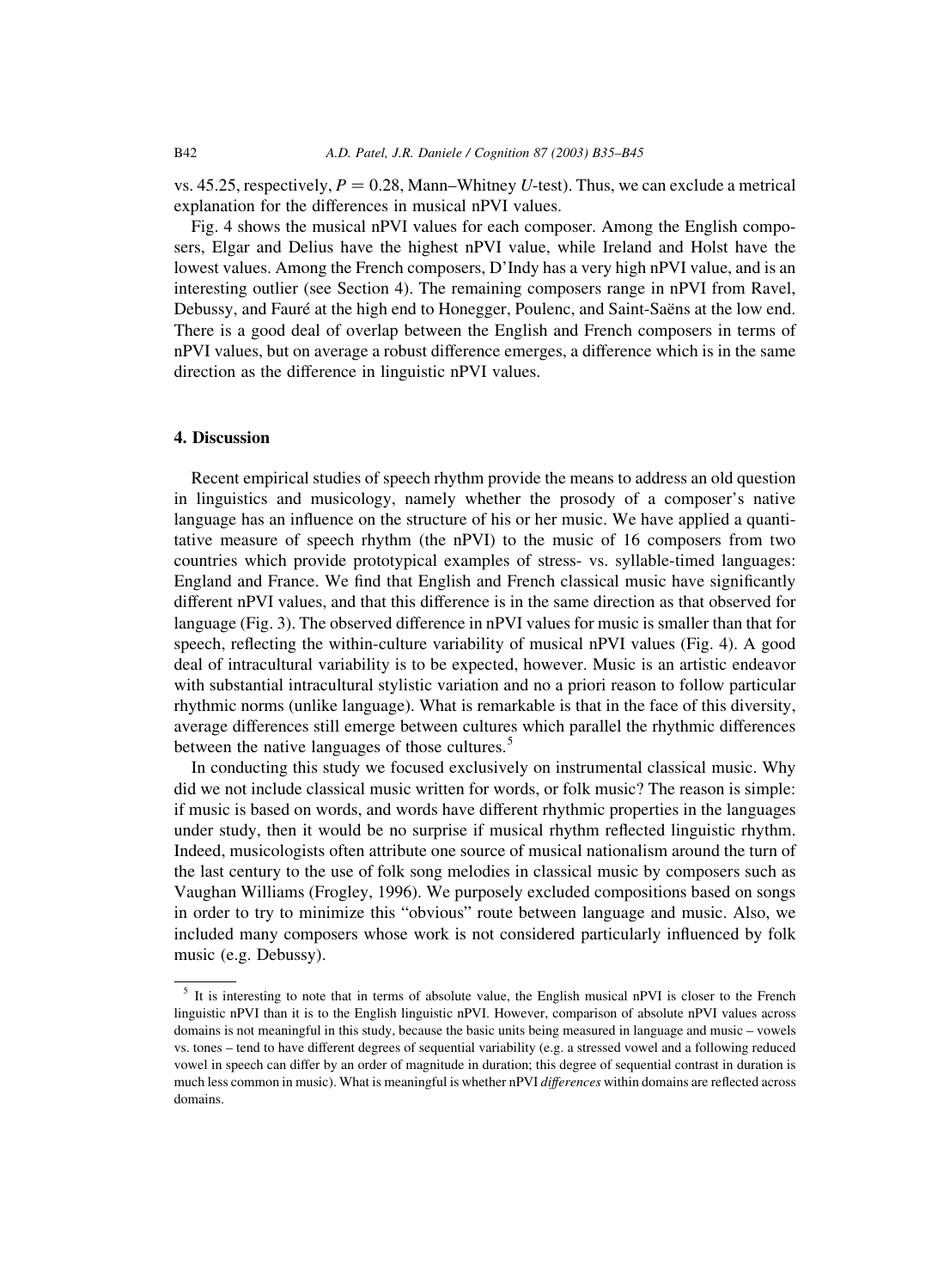vs. 45.25, respectively, $P = 0.28$, Mann–Whitney $U$-test). Thus, we can exclude a metrical explanation for the differences in musical nPVI values.

Fig. 4 shows the musical nPVI values for each composer. Among the English composers, Elgar and Delius have the highest nPVI value, while Ireland and Holst have the lowest values. Among the French composers, D'Indy has a very high nPVI value, and is an interesting outlier (see Section 4). The remaining composers range in nPVI from Ravel, Debussy, and Fauré at the high end to Honegger, Poulenc, and Saint-Saëns at the low end. There is a good deal of overlap between the English and French composers in terms of nPVI values, but on average a robust difference emerges, a difference which is in the same direction as the difference in linguistic nPVI values.

## 4. Discussion

Recent empirical studies of speech rhythm provide the means to address an old question in linguistics and musicology, namely whether the prosody of a composer's native language has an influence on the structure of his or her music. We have applied a quantitative measure of speech rhythm (the nPVI) to the music of 16 composers from two countries which provide prototypical examples of stress- vs. syllable-timed languages: England and France. We find that English and French classical music have significantly different nPVI values, and that this difference is in the same direction as that observed for language (Fig. 3). The observed difference in nPVI values for music is smaller than that for speech, reflecting the within-culture variability of musical nPVI values (Fig. 4). A good deal of intracultural variability is to be expected, however. Music is an artistic endeavor with substantial intracultural stylistic variation and no a priori reason to follow particular rhythmic norms (unlike language). What is remarkable is that in the face of this diversity, average differences still emerge between cultures which parallel the rhythmic differences between the native languages of those cultures.[5]

In conducting this study we focused exclusively on instrumental classical music. Why did we not include classical music written for words, or folk music? The reason is simple: if music is based on words, and words have different rhythmic properties in the languages under study, then it would be no surprise if musical rhythm reflected linguistic rhythm. Indeed, musicologists often attribute one source of musical nationalism around the turn of the last century to the use of folk song melodies in classical music by composers such as Vaughan Williams (Frogley, 1996). We purposely excluded compositions based on songs in order to try to minimize this "obvious" route between language and music. Also, we included many composers whose work is not considered particularly influenced by folk music (e.g. Debussy).

[5] It is interesting to note that in terms of absolute value, the English musical nPVI is closer to the French linguistic nPVI than it is to the English linguistic nPVI. However, comparison of absolute nPVI values across domains is not meaningful in this study, because the basic units being measured in language and music – vowels vs. tones – tend to have different degrees of sequential variability (e.g. a stressed vowel and a following reduced vowel in speech can differ by an order of magnitude in duration; this degree of sequential contrast in duration is much less common in music). What is meaningful is whether nPVI *differences* within domains are reflected across domains.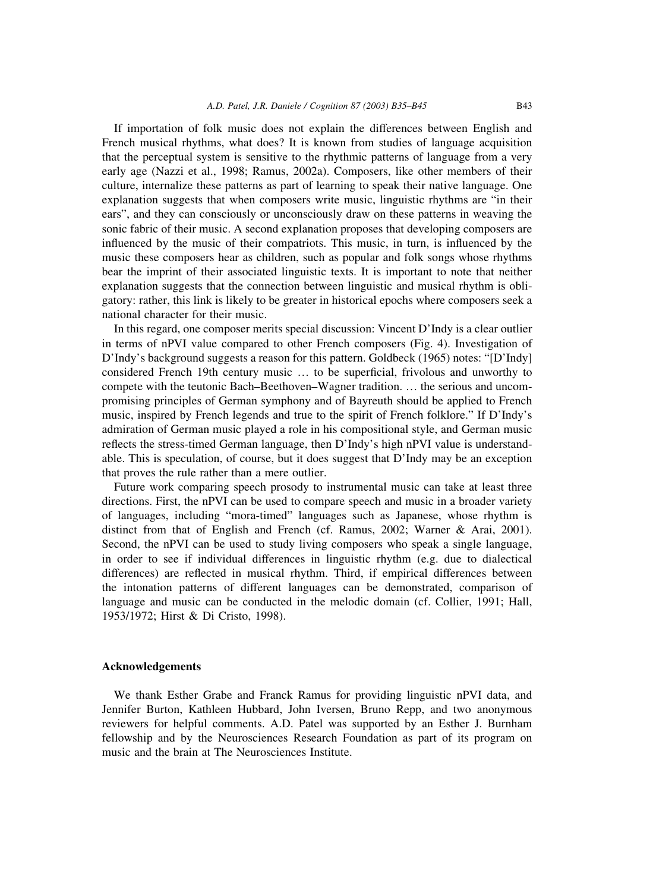If importation of folk music does not explain the differences between English and French musical rhythms, what does? It is known from studies of language acquisition that the perceptual system is sensitive to the rhythmic patterns of language from a very early age (Nazzi et al., 1998; Ramus, 2002a). Composers, like other members of their culture, internalize these patterns as part of learning to speak their native language. One explanation suggests that when composers write music, linguistic rhythms are "in their ears", and they can consciously or unconsciously draw on these patterns in weaving the sonic fabric of their music. A second explanation proposes that developing composers are influenced by the music of their compatriots. This music, in turn, is influenced by the music these composers hear as children, such as popular and folk songs whose rhythms bear the imprint of their associated linguistic texts. It is important to note that neither explanation suggests that the connection between linguistic and musical rhythm is obligatory: rather, this link is likely to be greater in historical epochs where composers seek a national character for their music.

In this regard, one composer merits special discussion: Vincent D'Indy is a clear outlier in terms of nPVI value compared to other French composers (Fig. 4). Investigation of D'Indy's background suggests a reason for this pattern. Goldbeck (1965) notes: "[D'Indy] considered French 19th century music … to be superficial, frivolous and unworthy to compete with the teutonic Bach–Beethoven–Wagner tradition. … the serious and uncompromising principles of German symphony and of Bayreuth should be applied to French music, inspired by French legends and true to the spirit of French folklore." If D'Indy's admiration of German music played a role in his compositional style, and German music reflects the stress-timed German language, then D'Indy's high nPVI value is understandable. This is speculation, of course, but it does suggest that D'Indy may be an exception that proves the rule rather than a mere outlier.

Future work comparing speech prosody to instrumental music can take at least three directions. First, the nPVI can be used to compare speech and music in a broader variety of languages, including "mora-timed" languages such as Japanese, whose rhythm is distinct from that of English and French (cf. Ramus, 2002; Warner & Arai, 2001). Second, the nPVI can be used to study living composers who speak a single language, in order to see if individual differences in linguistic rhythm (e.g. due to dialectical differences) are reflected in musical rhythm. Third, if empirical differences between the intonation patterns of different languages can be demonstrated, comparison of language and music can be conducted in the melodic domain (cf. Collier, 1991; Hall, 1953/1972; Hirst & Di Cristo, 1998).

## Acknowledgements

We thank Esther Grabe and Franck Ramus for providing linguistic nPVI data, and Jennifer Burton, Kathleen Hubbard, John Iversen, Bruno Repp, and two anonymous reviewers for helpful comments. A.D. Patel was supported by an Esther J. Burnham fellowship and by the Neurosciences Research Foundation as part of its program on music and the brain at The Neurosciences Institute.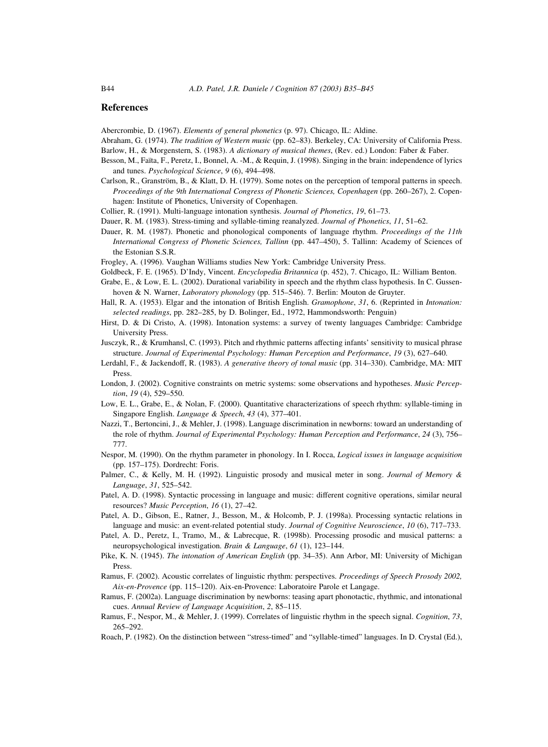## References

Abercrombie, D. (1967). *Elements of general phonetics* (p. 97). Chicago, IL: Aldine.

Abraham, G. (1974). *The tradition of Western music* (pp. 62–83). Berkeley, CA: University of California Press.

Barlow, H., & Morgenstern, S. (1983). *A dictionary of musical themes*, (Rev. ed.) London: Faber & Faber.

Besson, M., Faïta, F., Peretz, I., Bonnel, A. -M., & Requin, J. (1998). Singing in the brain: independence of lyrics and tunes. *Psychological Science*, *9* (6), 494–498.

Carlson, R., Granström, B., & Klatt, D. H. (1979). Some notes on the perception of temporal patterns in speech. *Proceedings of the 9th International Congress of Phonetic Sciences, Copenhagen* (pp. 260–267), 2. Copenhagen: Institute of Phonetics, University of Copenhagen.

Collier, R. (1991). Multi-language intonation synthesis. *Journal of Phonetics*, *19*, 61–73.

Dauer, R. M. (1983). Stress-timing and syllable-timing reanalyzed. *Journal of Phonetics*, *11*, 51–62.

Dauer, R. M. (1987). Phonetic and phonological components of language rhythm. *Proceedings of the 11th International Congress of Phonetic Sciences, Tallinn* (pp. 447–450), 5. Tallinn: Academy of Sciences of the Estonian S.S.R.

Frogley, A. (1996). Vaughan Williams studies New York: Cambridge University Press.

Goldbeck, F. E. (1965). D'Indy, Vincent. *Encyclopedia Britannica* (p. 452), 7. Chicago, IL: William Benton.

Grabe, E., & Low, E. L. (2002). Durational variability in speech and the rhythm class hypothesis. In C. Gussenhoven & N. Warner, *Laboratory phonology* (pp. 515–546). 7. Berlin: Mouton de Gruyter.

Hall, R. A. (1953). Elgar and the intonation of British English. *Gramophone*, *31*, 6. (Reprinted in *Intonation: selected readings*, pp. 282–285, by D. Bolinger, Ed., 1972, Hammondsworth: Penguin)

Hirst, D. & Di Cristo, A. (1998). Intonation systems: a survey of twenty languages Cambridge: Cambridge University Press.

Jusczyk, R., & Krumhansl, C. (1993). Pitch and rhythmic patterns affecting infants' sensitivity to musical phrase structure. *Journal of Experimental Psychology: Human Perception and Performance*, *19* (3), 627–640.

Lerdahl, F., & Jackendoff, R. (1983). *A generative theory of tonal music* (pp. 314–330). Cambridge, MA: MIT Press.

London, J. (2002). Cognitive constraints on metric systems: some observations and hypotheses. *Music Perception*, *19* (4), 529–550.

Low, E. L., Grabe, E., & Nolan, F. (2000). Quantitative characterizations of speech rhythm: syllable-timing in Singapore English. *Language & Speech*, *43* (4), 377–401.

Nazzi, T., Bertoncini, J., & Mehler, J. (1998). Language discrimination in newborns: toward an understanding of the role of rhythm. *Journal of Experimental Psychology: Human Perception and Performance*, *24* (3), 756–777.

Nespor, M. (1990). On the rhythm parameter in phonology. In I. Rocca, *Logical issues in language acquisition* (pp. 157–175). Dordrecht: Foris.

Palmer, C., & Kelly, M. H. (1992). Linguistic prosody and musical meter in song. *Journal of Memory & Language*, *31*, 525–542.

Patel, A. D. (1998). Syntactic processing in language and music: different cognitive operations, similar neural resources? *Music Perception*, *16* (1), 27–42.

Patel, A. D., Gibson, E., Ratner, J., Besson, M., & Holcomb, P. J. (1998a). Processing syntactic relations in language and music: an event-related potential study. *Journal of Cognitive Neuroscience*, *10* (6), 717–733.

Patel, A. D., Peretz, I., Tramo, M., & Labrecque, R. (1998b). Processing prosodic and musical patterns: a neuropsychological investigation. *Brain & Language*, *61* (1), 123–144.

Pike, K. N. (1945). *The intonation of American English* (pp. 34–35). Ann Arbor, MI: University of Michigan Press.

Ramus, F. (2002). Acoustic correlates of linguistic rhythm: perspectives. *Proceedings of Speech Prosody 2002, Aix-en-Provence* (pp. 115–120). Aix-en-Provence: Laboratoire Parole et Langage.

Ramus, F. (2002a). Language discrimination by newborns: teasing apart phonotactic, rhythmic, and intonational cues. *Annual Review of Language Acquisition*, *2*, 85–115.

Ramus, F., Nespor, M., & Mehler, J. (1999). Correlates of linguistic rhythm in the speech signal. *Cognition*, *73*, 265–292.

Roach, P. (1982). On the distinction between "stress-timed" and "syllable-timed" languages. In D. Crystal (Ed.),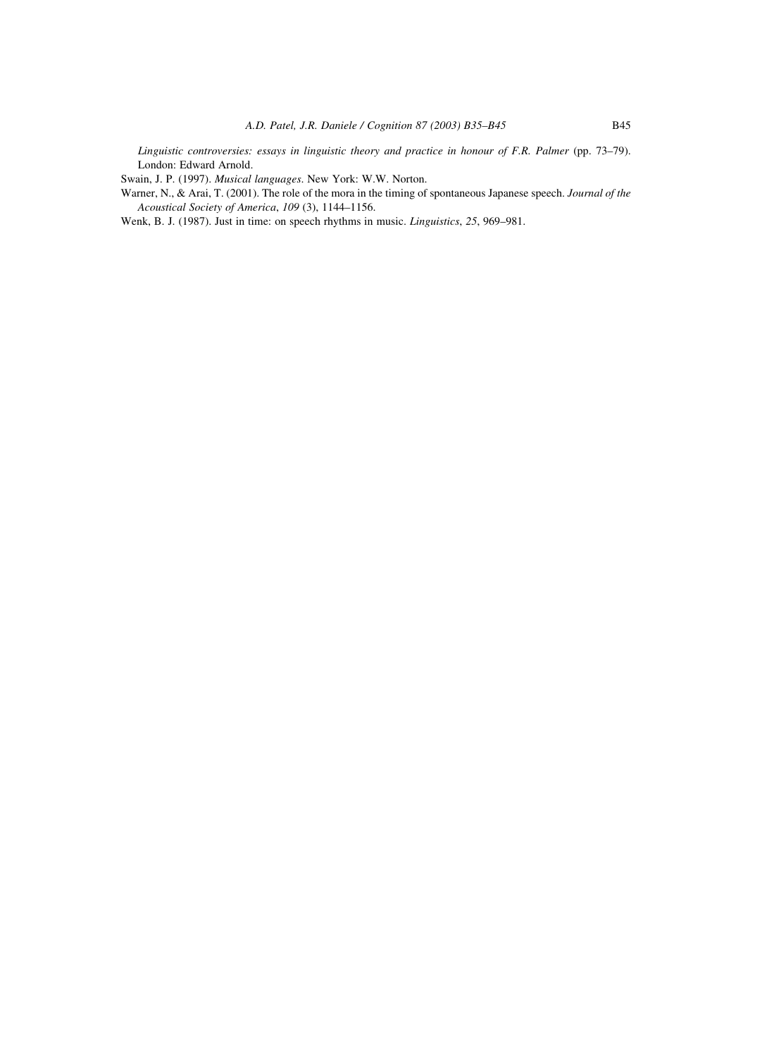*Linguistic controversies: essays in linguistic theory and practice in honour of F.R. Palmer* (pp. 73–79). London: Edward Arnold.

Swain, J. P. (1997). *Musical languages*. New York: W.W. Norton.

Warner, N., & Arai, T. (2001). The role of the mora in the timing of spontaneous Japanese speech. *Journal of the Acoustical Society of America*, *109* (3), 1144–1156.

Wenk, B. J. (1987). Just in time: on speech rhythms in music. *Linguistics*, *25*, 969–981.